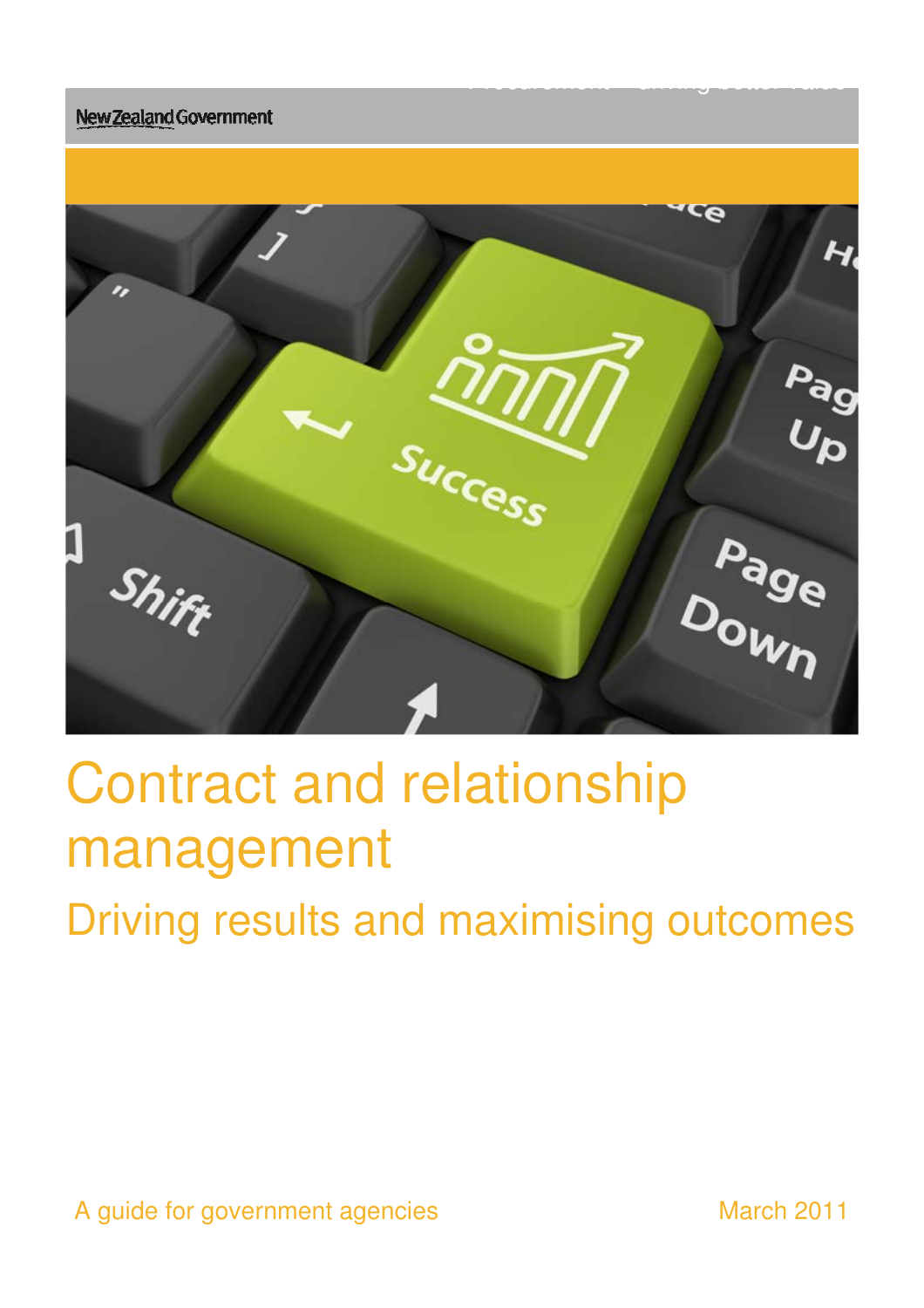New Zealand Government

# Contract and relationship management

## Driving results and maximising outcomes

A guide for government agencies

March 2011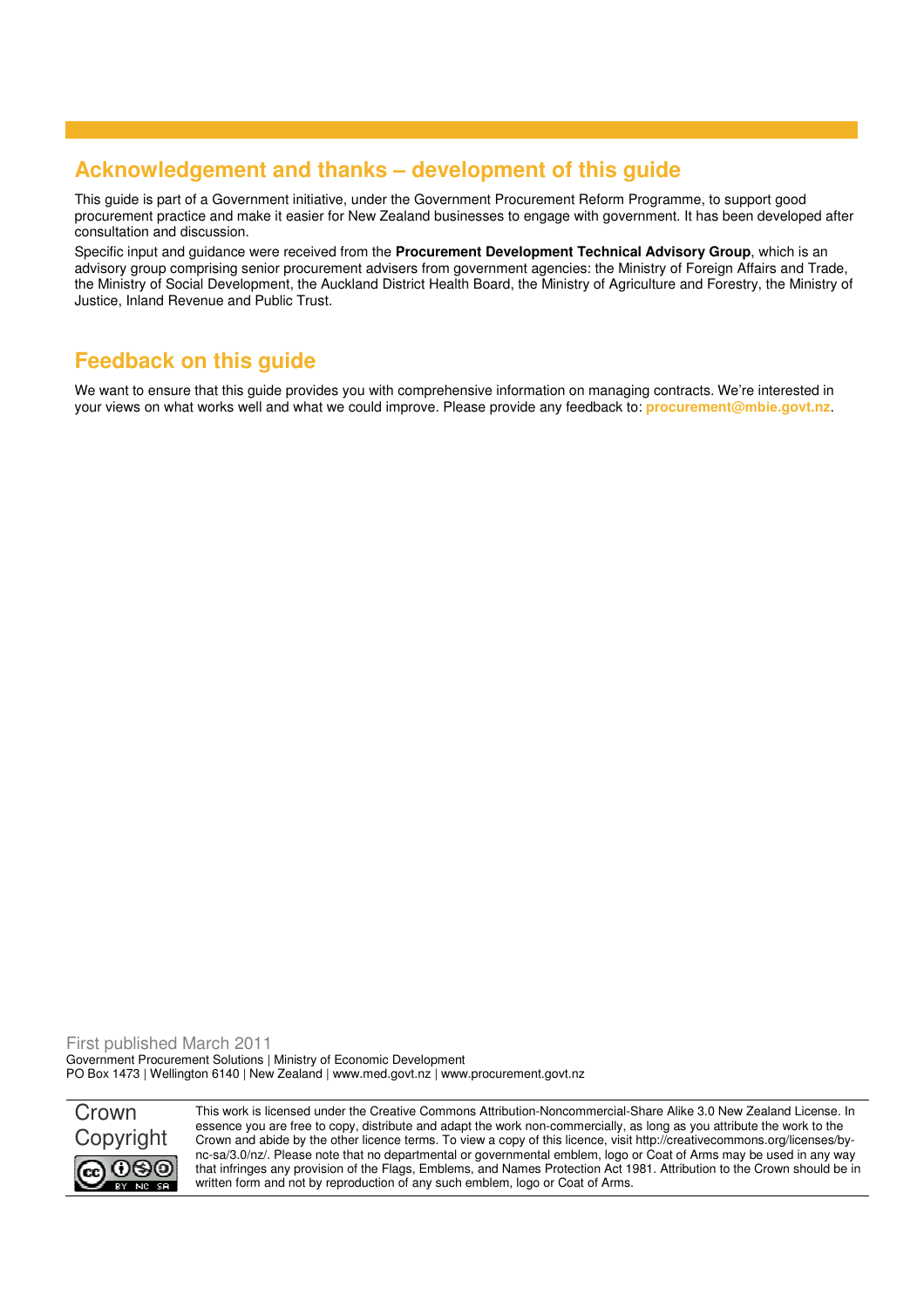## Acknowledgement and thanks – development of this guide

This guide is part of a Government initiative, under the Government Procurement Reform Programme, to support good procurement practice and make it easier for New Zealand businesses to engage with government. It has been developed after consultation and discussion.

Specific input and guidance were received from the **Procurement Development Technical Advisory Group**, which is an advisory group comprising senior procurement advisers from government agencies: the Ministry of Foreign Affairs and Trade, the Ministry of Social Development, the Auckland District Health Board, the Ministry of Agriculture and Forestry, the Ministry of Justice, Inland Revenue and Public Trust.

## Feedback on this guide

We want to ensure that this guide provides you with comprehensive information on managing contracts. We're interested in your views on what works well and what we could improve. Please provide any feedback to: **procurement@mbie.govt.nz**.

First published March 2011
Government Procurement Solutions | Ministry of Economic Development
PO Box 1473 | Wellington 6140 | New Zealand | www.med.govt.nz | www.procurement.govt.nz

Crown Copyright

This work is licensed under the Creative Commons Attribution-Noncommercial-Share Alike 3.0 New Zealand License. In essence you are free to copy, distribute and adapt the work non-commercially, as long as you attribute the work to the Crown and abide by the other licence terms. To view a copy of this licence, visit http://creativecommons.org/licenses/by-nc-sa/3.0/nz/. Please note that no departmental or governmental emblem, logo or Coat of Arms may be used in any way that infringes any provision of the Flags, Emblems, and Names Protection Act 1981. Attribution to the Crown should be in written form and not by reproduction of any such emblem, logo or Coat of Arms.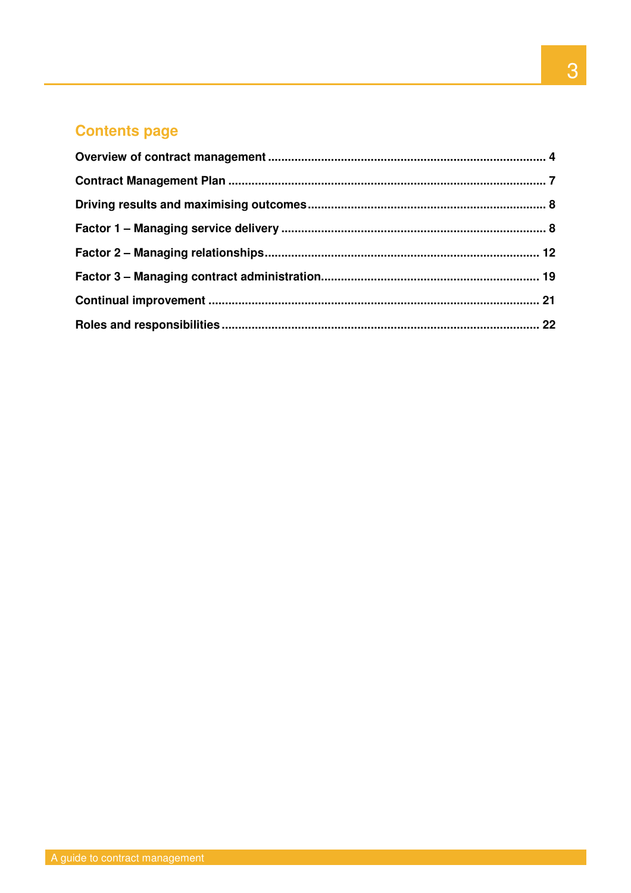## Contents page

**Overview of contract management** ..... **4**

**Contract Management Plan** ..... **7**

**Driving results and maximising outcomes** ..... **8**

**Factor 1 – Managing service delivery** ..... **8**

**Factor 2 – Managing relationships** ..... **12**

**Factor 3 – Managing contract administration** ..... **19**

**Continual improvement** ..... **21**

**Roles and responsibilities** ..... **22**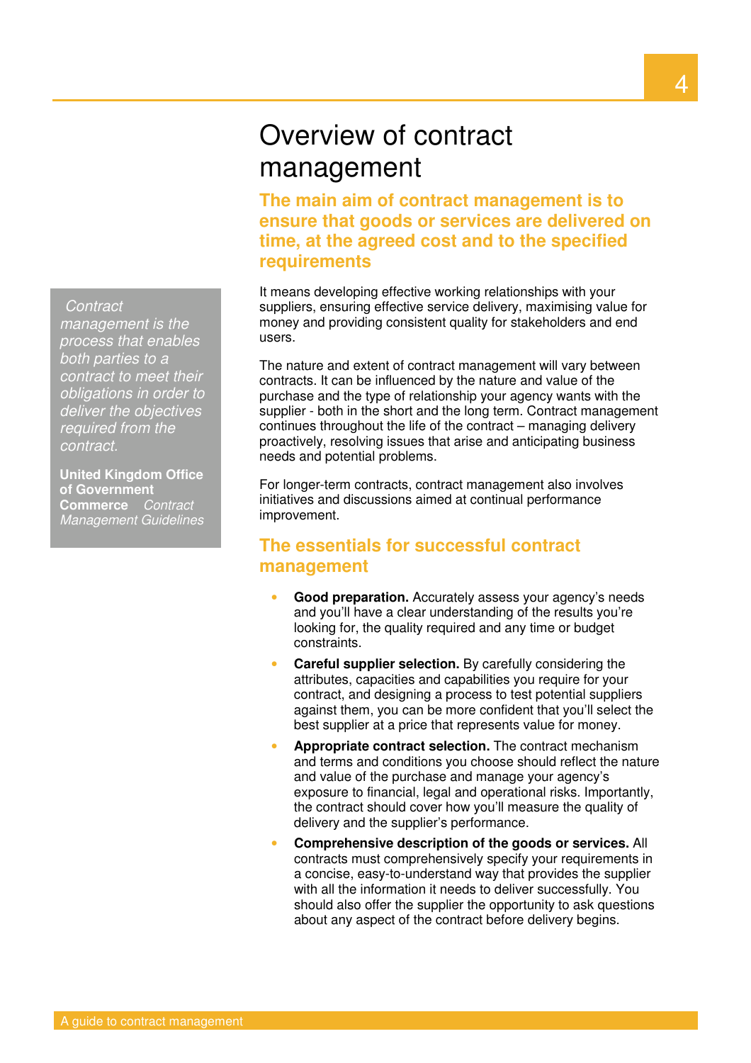# Overview of contract management

## The main aim of contract management is to ensure that goods or services are delivered on time, at the agreed cost and to the specified requirements

> *Contract management is the process that enables both parties to a contract to meet their obligations in order to deliver the objectives required from the contract.*
>
> **United Kingdom Office of Government Commerce** *Contract Management Guidelines*

It means developing effective working relationships with your suppliers, ensuring effective service delivery, maximising value for money and providing consistent quality for stakeholders and end users.

The nature and extent of contract management will vary between contracts. It can be influenced by the nature and value of the purchase and the type of relationship your agency wants with the supplier - both in the short and the long term. Contract management continues throughout the life of the contract – managing delivery proactively, resolving issues that arise and anticipating business needs and potential problems.

For longer-term contracts, contract management also involves initiatives and discussions aimed at continual performance improvement.

## The essentials for successful contract management

- **Good preparation.** Accurately assess your agency's needs and you'll have a clear understanding of the results you're looking for, the quality required and any time or budget constraints.
- **Careful supplier selection.** By carefully considering the attributes, capacities and capabilities you require for your contract, and designing a process to test potential suppliers against them, you can be more confident that you'll select the best supplier at a price that represents value for money.
- **Appropriate contract selection.** The contract mechanism and terms and conditions you choose should reflect the nature and value of the purchase and manage your agency's exposure to financial, legal and operational risks. Importantly, the contract should cover how you'll measure the quality of delivery and the supplier's performance.
- **Comprehensive description of the goods or services.** All contracts must comprehensively specify your requirements in a concise, easy-to-understand way that provides the supplier with all the information it needs to deliver successfully. You should also offer the supplier the opportunity to ask questions about any aspect of the contract before delivery begins.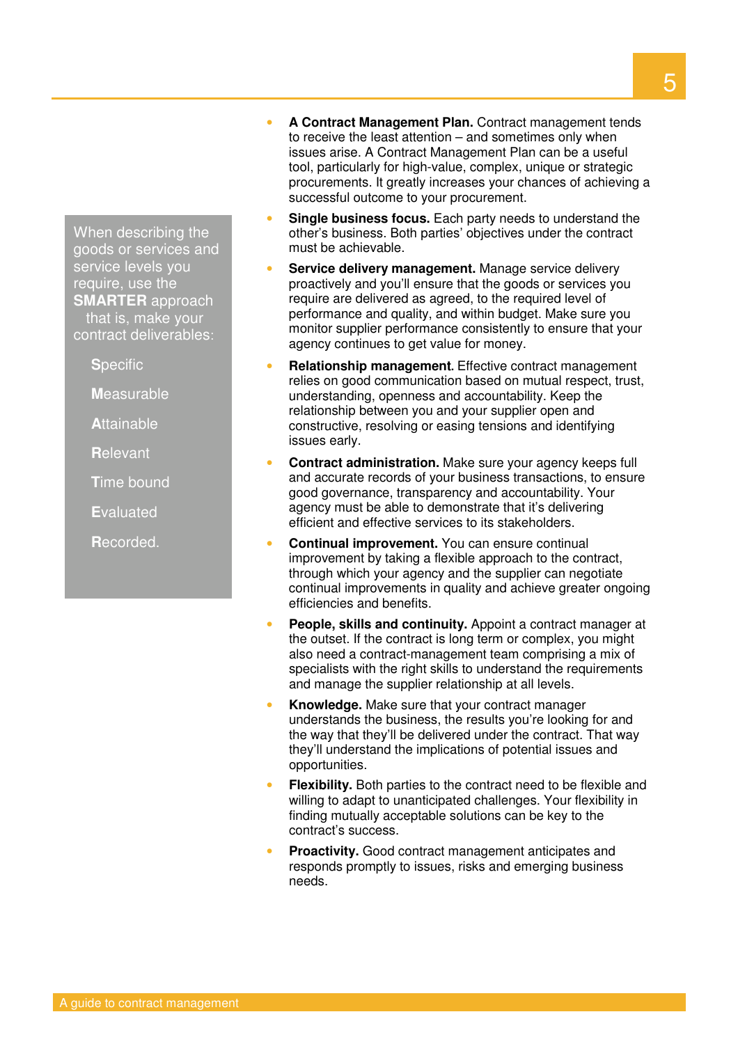When describing the goods or services and service levels you require, use the **SMARTER** approach that is, make your contract deliverables:

- **S**pecific
- **M**easurable
- **A**ttainable
- **R**elevant
- **T**ime bound
- **E**valuated
- **R**ecorded.

- **A Contract Management Plan.** Contract management tends to receive the least attention – and sometimes only when issues arise. A Contract Management Plan can be a useful tool, particularly for high-value, complex, unique or strategic procurements. It greatly increases your chances of achieving a successful outcome to your procurement.
- **Single business focus.** Each party needs to understand the other's business. Both parties' objectives under the contract must be achievable.
- **Service delivery management.** Manage service delivery proactively and you'll ensure that the goods or services you require are delivered as agreed, to the required level of performance and quality, and within budget. Make sure you monitor supplier performance consistently to ensure that your agency continues to get value for money.
- **Relationship management.** Effective contract management relies on good communication based on mutual respect, trust, understanding, openness and accountability. Keep the relationship between you and your supplier open and constructive, resolving or easing tensions and identifying issues early.
- **Contract administration.** Make sure your agency keeps full and accurate records of your business transactions, to ensure good governance, transparency and accountability. Your agency must be able to demonstrate that it's delivering efficient and effective services to its stakeholders.
- **Continual improvement.** You can ensure continual improvement by taking a flexible approach to the contract, through which your agency and the supplier can negotiate continual improvements in quality and achieve greater ongoing efficiencies and benefits.
- **People, skills and continuity.** Appoint a contract manager at the outset. If the contract is long term or complex, you might also need a contract-management team comprising a mix of specialists with the right skills to understand the requirements and manage the supplier relationship at all levels.
- **Knowledge.** Make sure that your contract manager understands the business, the results you're looking for and the way that they'll be delivered under the contract. That way they'll understand the implications of potential issues and opportunities.
- **Flexibility.** Both parties to the contract need to be flexible and willing to adapt to unanticipated challenges. Your flexibility in finding mutually acceptable solutions can be key to the contract's success.
- **Proactivity.** Good contract management anticipates and responds promptly to issues, risks and emerging business needs.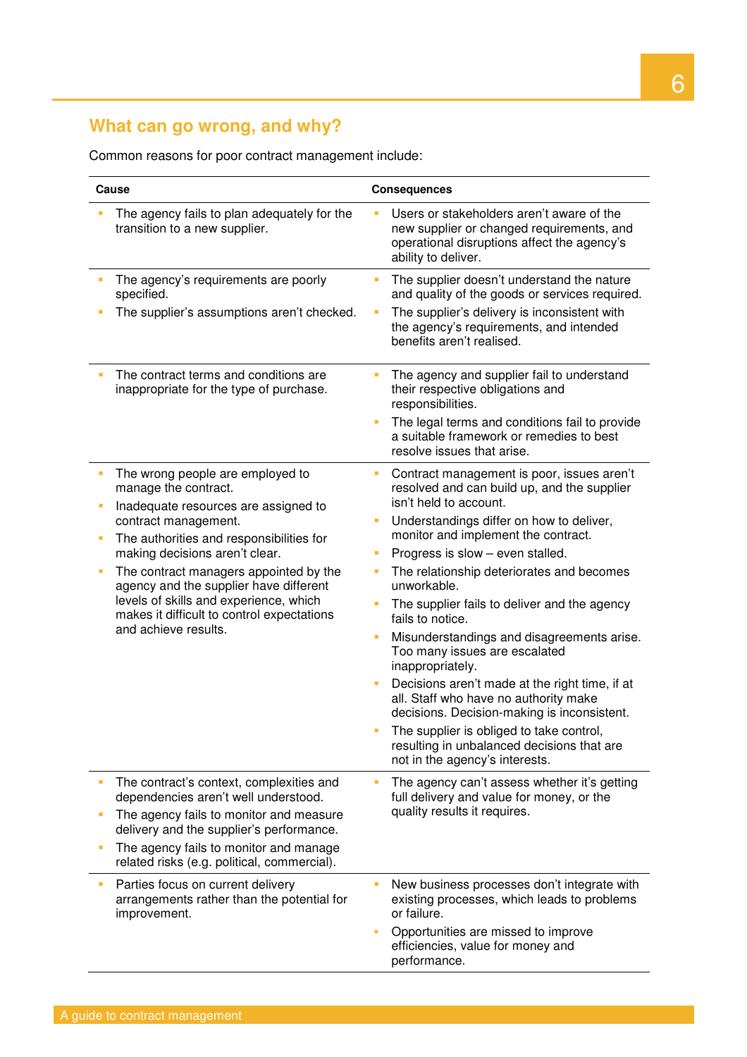## What can go wrong, and why?

Common reasons for poor contract management include:

| Cause | Consequences |
| --- | --- |
| ▪ The agency fails to plan adequately for the transition to a new supplier. | ▪ Users or stakeholders aren't aware of the new supplier or changed requirements, and operational disruptions affect the agency's ability to deliver. |
| ▪ The agency's requirements are poorly specified.<br>▪ The supplier's assumptions aren't checked. | ▪ The supplier doesn't understand the nature and quality of the goods or services required.<br>▪ The supplier's delivery is inconsistent with the agency's requirements, and intended benefits aren't realised. |
| ▪ The contract terms and conditions are inappropriate for the type of purchase. | ▪ The agency and supplier fail to understand their respective obligations and responsibilities.<br>▪ The legal terms and conditions fail to provide a suitable framework or remedies to best resolve issues that arise. |
| ▪ The wrong people are employed to manage the contract.<br>▪ Inadequate resources are assigned to contract management.<br>▪ The authorities and responsibilities for making decisions aren't clear.<br>▪ The contract managers appointed by the agency and the supplier have different levels of skills and experience, which makes it difficult to control expectations and achieve results. | ▪ Contract management is poor, issues aren't resolved and can build up, and the supplier isn't held to account.<br>▪ Understandings differ on how to deliver, monitor and implement the contract.<br>▪ Progress is slow – even stalled.<br>▪ The relationship deteriorates and becomes unworkable.<br>▪ The supplier fails to deliver and the agency fails to notice.<br>▪ Misunderstandings and disagreements arise. Too many issues are escalated inappropriately.<br>▪ Decisions aren't made at the right time, if at all. Staff who have no authority make decisions. Decision-making is inconsistent.<br>▪ The supplier is obliged to take control, resulting in unbalanced decisions that are not in the agency's interests. |
| ▪ The contract's context, complexities and dependencies aren't well understood.<br>▪ The agency fails to monitor and measure delivery and the supplier's performance.<br>▪ The agency fails to monitor and manage related risks (e.g. political, commercial). | ▪ The agency can't assess whether it's getting full delivery and value for money, or the quality results it requires. |
| ▪ Parties focus on current delivery arrangements rather than the potential for improvement. | ▪ New business processes don't integrate with existing processes, which leads to problems or failure.<br>▪ Opportunities are missed to improve efficiencies, value for money and performance. |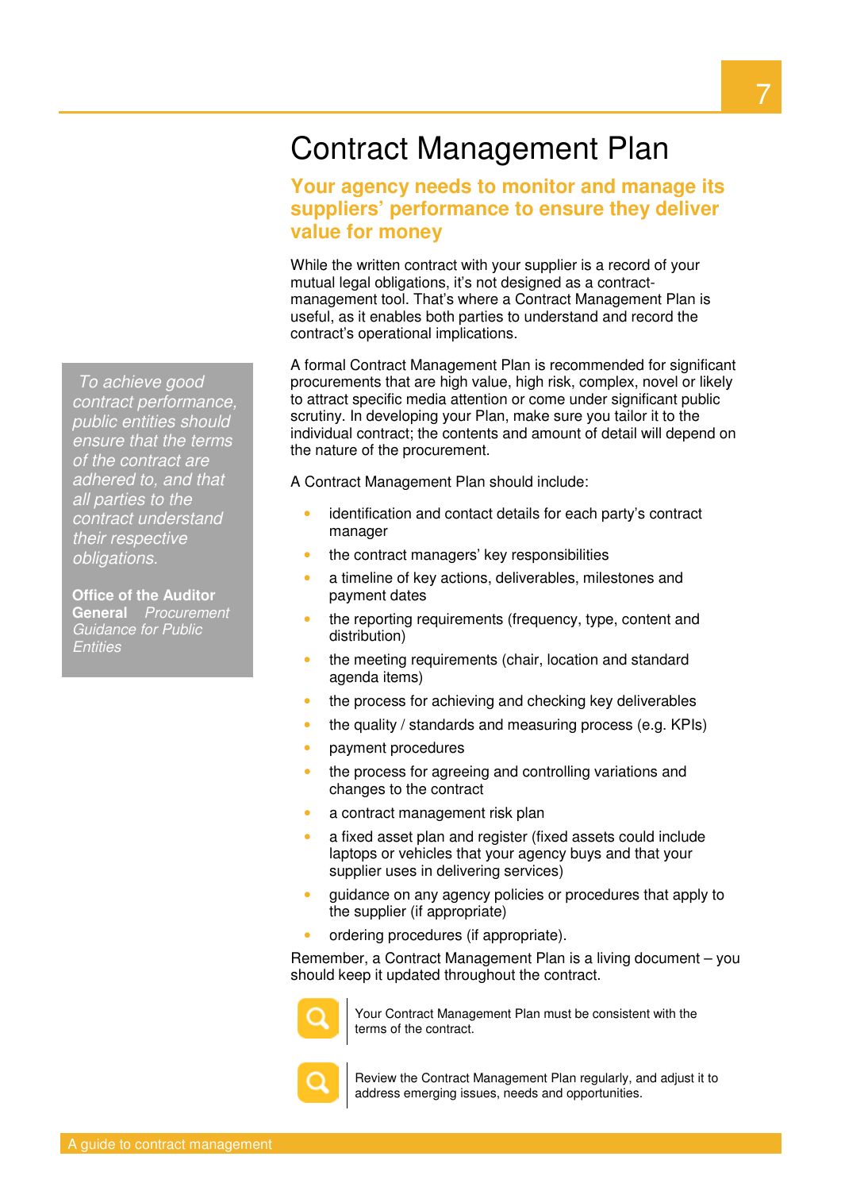# Contract Management Plan

## Your agency needs to monitor and manage its suppliers' performance to ensure they deliver value for money

While the written contract with your supplier is a record of your mutual legal obligations, it's not designed as a contract-management tool. That's where a Contract Management Plan is useful, as it enables both parties to understand and record the contract's operational implications.

A formal Contract Management Plan is recommended for significant procurements that are high value, high risk, complex, novel or likely to attract specific media attention or come under significant public scrutiny. In developing your Plan, make sure you tailor it to the individual contract; the contents and amount of detail will depend on the nature of the procurement.

> *To achieve good contract performance, public entities should ensure that the terms of the contract are adhered to, and that all parties to the contract understand their respective obligations.*
>
> **Office of the Auditor General** *Procurement Guidance for Public Entities*

A Contract Management Plan should include:

- identification and contact details for each party's contract manager
- the contract managers' key responsibilities
- a timeline of key actions, deliverables, milestones and payment dates
- the reporting requirements (frequency, type, content and distribution)
- the meeting requirements (chair, location and standard agenda items)
- the process for achieving and checking key deliverables
- the quality / standards and measuring process (e.g. KPIs)
- payment procedures
- the process for agreeing and controlling variations and changes to the contract
- a contract management risk plan
- a fixed asset plan and register (fixed assets could include laptops or vehicles that your agency buys and that your supplier uses in delivering services)
- guidance on any agency policies or procedures that apply to the supplier (if appropriate)
- ordering procedures (if appropriate).

Remember, a Contract Management Plan is a living document – you should keep it updated throughout the contract.

Your Contract Management Plan must be consistent with the terms of the contract.

Review the Contract Management Plan regularly, and adjust it to address emerging issues, needs and opportunities.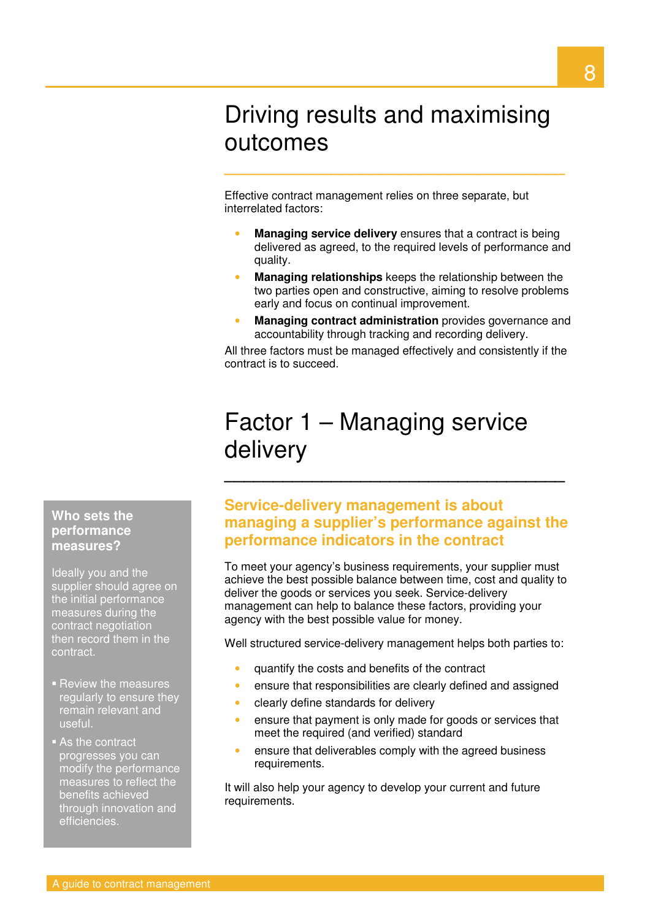# Driving results and maximising outcomes

Effective contract management relies on three separate, but interrelated factors:

- **Managing service delivery** ensures that a contract is being delivered as agreed, to the required levels of performance and quality.
- **Managing relationships** keeps the relationship between the two parties open and constructive, aiming to resolve problems early and focus on continual improvement.
- **Managing contract administration** provides governance and accountability through tracking and recording delivery.

All three factors must be managed effectively and consistently if the contract is to succeed.

# Factor 1 – Managing service delivery

### Service-delivery management is about managing a supplier's performance against the performance indicators in the contract

To meet your agency's business requirements, your supplier must achieve the best possible balance between time, cost and quality to deliver the goods or services you seek. Service-delivery management can help to balance these factors, providing your agency with the best possible value for money.

Well structured service-delivery management helps both parties to:

- quantify the costs and benefits of the contract
- ensure that responsibilities are clearly defined and assigned
- clearly define standards for delivery
- ensure that payment is only made for goods or services that meet the required (and verified) standard
- ensure that deliverables comply with the agreed business requirements.

It will also help your agency to develop your current and future requirements.

**Who sets the performance measures?**

Ideally you and the supplier should agree on the initial performance measures during the contract negotiation then record them in the contract.

- Review the measures regularly to ensure they remain relevant and useful.
- As the contract progresses you can modify the performance measures to reflect the benefits achieved through innovation and efficiencies.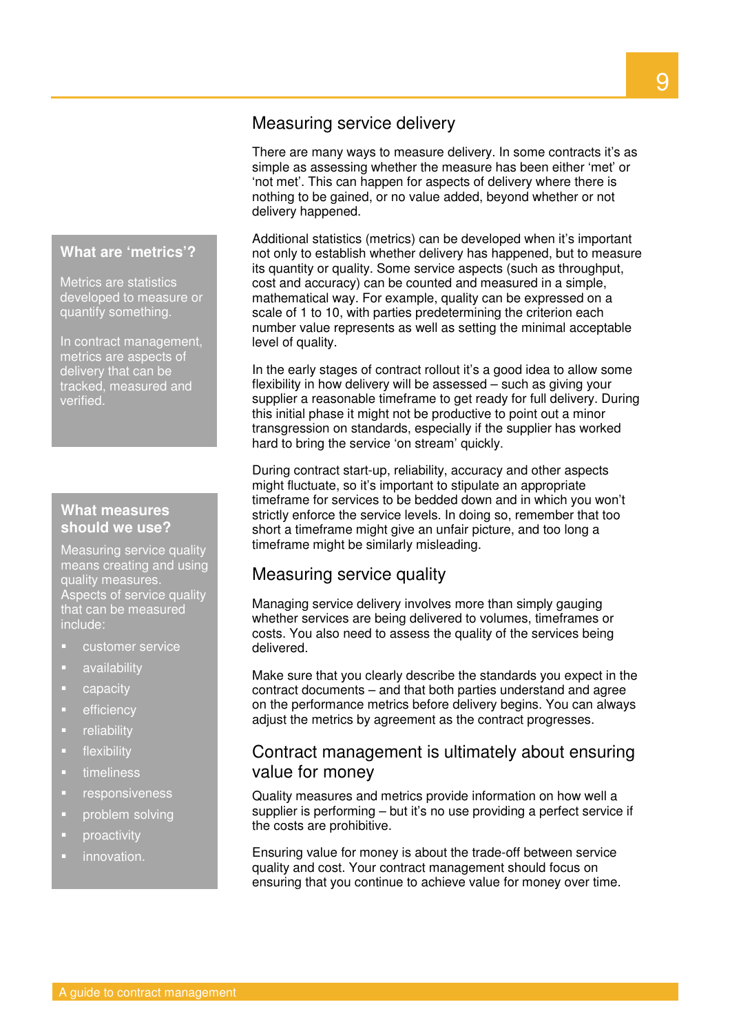## Measuring service delivery

There are many ways to measure delivery. In some contracts it's as simple as assessing whether the measure has been either 'met' or 'not met'. This can happen for aspects of delivery where there is nothing to be gained, or no value added, beyond whether or not delivery happened.

Additional statistics (metrics) can be developed when it's important not only to establish whether delivery has happened, but to measure its quantity or quality. Some service aspects (such as throughput, cost and accuracy) can be counted and measured in a simple, mathematical way. For example, quality can be expressed on a scale of 1 to 10, with parties predetermining the criterion each number value represents as well as setting the minimal acceptable level of quality.

In the early stages of contract rollout it's a good idea to allow some flexibility in how delivery will be assessed – such as giving your supplier a reasonable timeframe to get ready for full delivery. During this initial phase it might not be productive to point out a minor transgression on standards, especially if the supplier has worked hard to bring the service 'on stream' quickly.

During contract start-up, reliability, accuracy and other aspects might fluctuate, so it's important to stipulate an appropriate timeframe for services to be bedded down and in which you won't strictly enforce the service levels. In doing so, remember that too short a timeframe might give an unfair picture, and too long a timeframe might be similarly misleading.

### What are 'metrics'?

Metrics are statistics developed to measure or quantify something.

In contract management, metrics are aspects of delivery that can be tracked, measured and verified.

## Measuring service quality

Managing service delivery involves more than simply gauging whether services are being delivered to volumes, timeframes or costs. You also need to assess the quality of the services being delivered.

Make sure that you clearly describe the standards you expect in the contract documents – and that both parties understand and agree on the performance metrics before delivery begins. You can always adjust the metrics by agreement as the contract progresses.

### What measures should we use?

Measuring service quality means creating and using quality measures. Aspects of service quality that can be measured include:

- customer service
- availability
- capacity
- efficiency
- reliability
- flexibility
- timeliness
- responsiveness
- problem solving
- proactivity
- innovation.

## Contract management is ultimately about ensuring value for money

Quality measures and metrics provide information on how well a supplier is performing – but it's no use providing a perfect service if the costs are prohibitive.

Ensuring value for money is about the trade-off between service quality and cost. Your contract management should focus on ensuring that you continue to achieve value for money over time.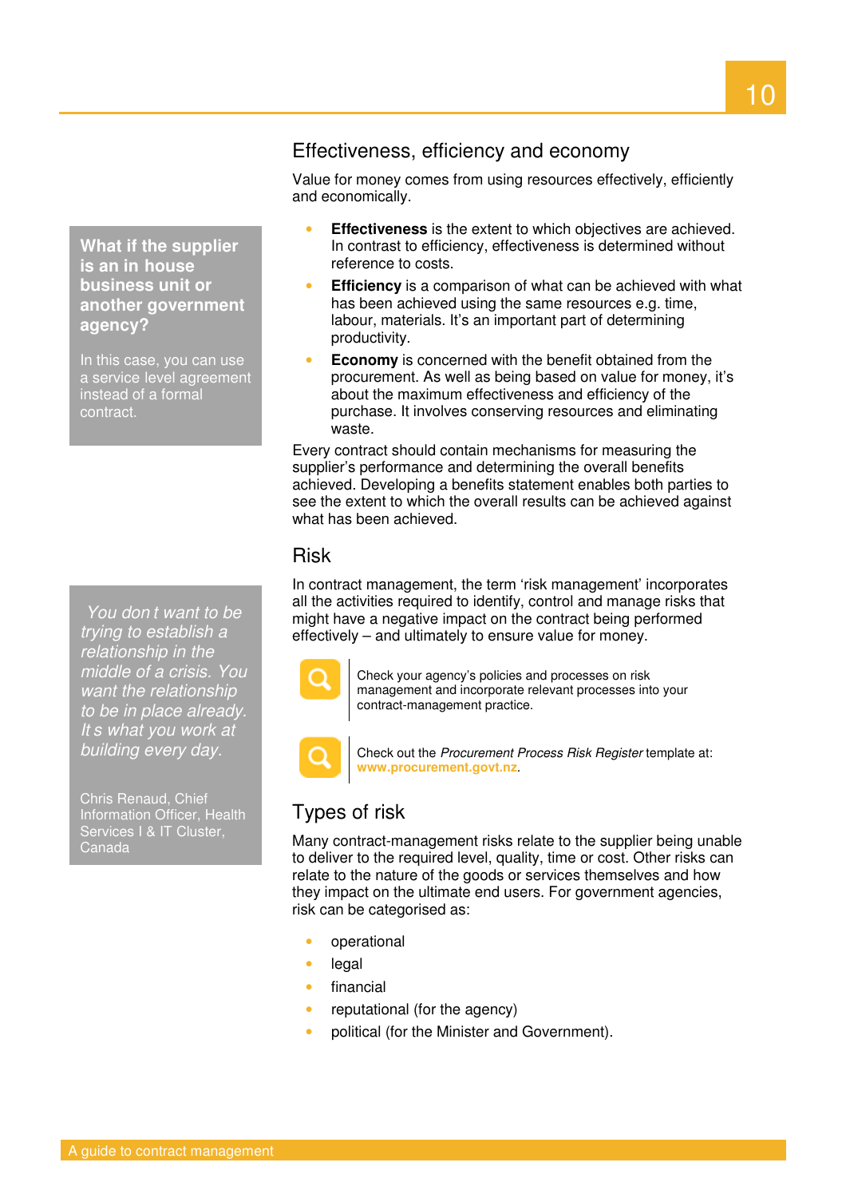## Effectiveness, efficiency and economy

Value for money comes from using resources effectively, efficiently and economically.

- **Effectiveness** is the extent to which objectives are achieved. In contrast to efficiency, effectiveness is determined without reference to costs.
- **Efficiency** is a comparison of what can be achieved with what has been achieved using the same resources e.g. time, labour, materials. It's an important part of determining productivity.
- **Economy** is concerned with the benefit obtained from the procurement. As well as being based on value for money, it's about the maximum effectiveness and efficiency of the purchase. It involves conserving resources and eliminating waste.

Every contract should contain mechanisms for measuring the supplier's performance and determining the overall benefits achieved. Developing a benefits statement enables both parties to see the extent to which the overall results can be achieved against what has been achieved.

**What if the supplier is an in house business unit or another government agency?**

In this case, you can use a service level agreement instead of a formal contract.

## Risk

In contract management, the term 'risk management' incorporates all the activities required to identify, control and manage risks that might have a negative impact on the contract being performed effectively – and ultimately to ensure value for money.

Check your agency's policies and processes on risk management and incorporate relevant processes into your contract-management practice.

Check out the *Procurement Process Risk Register* template at: **www.procurement.govt.nz**.

*You don t want to be trying to establish a relationship in the middle of a crisis. You want the relationship to be in place already. It s what you work at building every day.*

Chris Renaud, Chief Information Officer, Health Services I & IT Cluster, Canada

## Types of risk

Many contract-management risks relate to the supplier being unable to deliver to the required level, quality, time or cost. Other risks can relate to the nature of the goods or services themselves and how they impact on the ultimate end users. For government agencies, risk can be categorised as:

- operational
- legal
- financial
- reputational (for the agency)
- political (for the Minister and Government).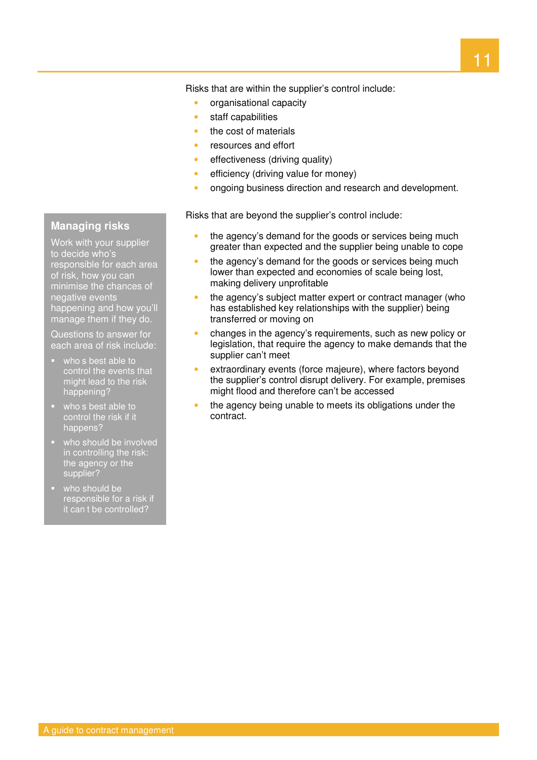Risks that are within the supplier's control include:

- organisational capacity
- staff capabilities
- the cost of materials
- resources and effort
- effectiveness (driving quality)
- efficiency (driving value for money)
- ongoing business direction and research and development.

Risks that are beyond the supplier's control include:

- the agency's demand for the goods or services being much greater than expected and the supplier being unable to cope
- the agency's demand for the goods or services being much lower than expected and economies of scale being lost, making delivery unprofitable
- the agency's subject matter expert or contract manager (who has established key relationships with the supplier) being transferred or moving on
- changes in the agency's requirements, such as new policy or legislation, that require the agency to make demands that the supplier can't meet
- extraordinary events (force majeure), where factors beyond the supplier's control disrupt delivery. For example, premises might flood and therefore can't be accessed
- the agency being unable to meets its obligations under the contract.

### Managing risks

Work with your supplier to decide who's responsible for each area of risk, how you can minimise the chances of negative events happening and how you'll manage them if they do.

Questions to answer for each area of risk include:

- who s best able to control the events that might lead to the risk happening?
- who s best able to control the risk if it happens?
- who should be involved in controlling the risk: the agency or the supplier?
- who should be responsible for a risk if it can t be controlled?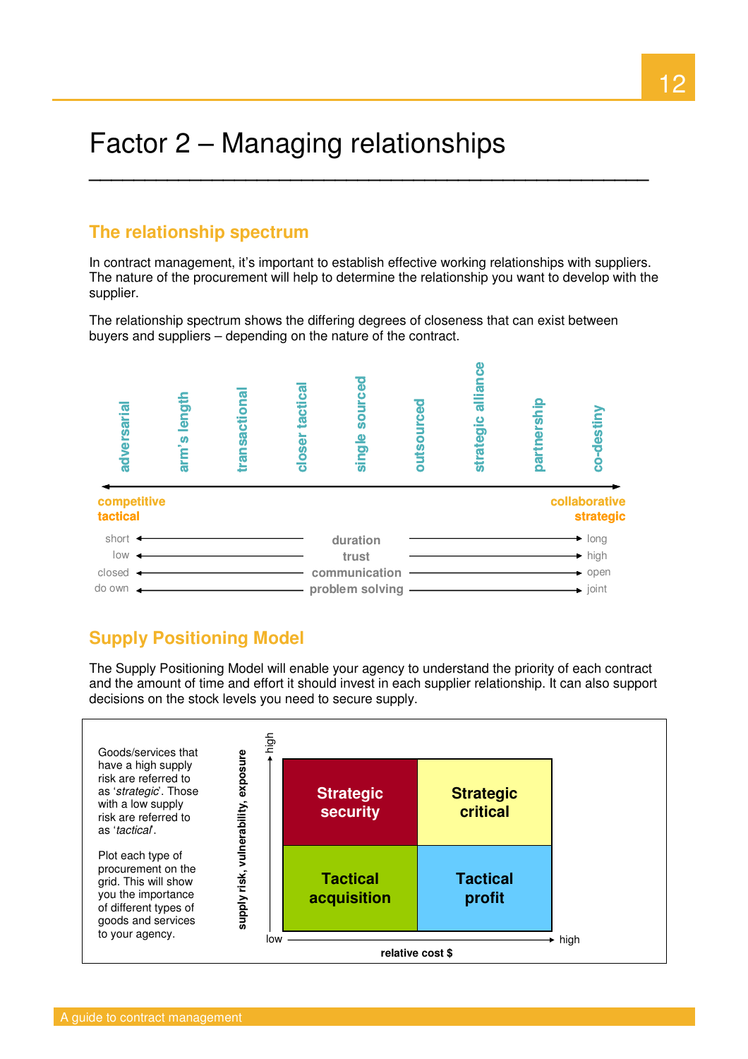# Factor 2 – Managing relationships

## The relationship spectrum

In contract management, it's important to establish effective working relationships with suppliers. The nature of the procurement will help to determine the relationship you want to develop with the supplier.

The relationship spectrum shows the differing degrees of closeness that can exist between buyers and suppliers – depending on the nature of the contract.

adversarial | arm's length | transactional | closer tactical | single sourced | outsourced | strategic alliance | partnership | co-destiny

**competitive tactical** ⟷ **collaborative strategic**

| | | |
|---|---|---|
| short | duration | long |
| low | trust | high |
| closed | communication | open |
| do own | problem solving | joint |

## Supply Positioning Model

The Supply Positioning Model will enable your agency to understand the priority of each contract and the amount of time and effort it should invest in each supplier relationship. It can also support decisions on the stock levels you need to secure supply.

Goods/services that have a high supply risk are referred to as '*strategic*'. Those with a low supply risk are referred to as '*tactical*'.

Plot each type of procurement on the grid. This will show you the importance of different types of goods and services to your agency.

| supply risk, vulnerability, exposure ↑ | low relative cost $ | high relative cost $ |
|---|---|---|
| high | Strategic security | Strategic critical |
| low | Tactical acquisition | Tactical profit |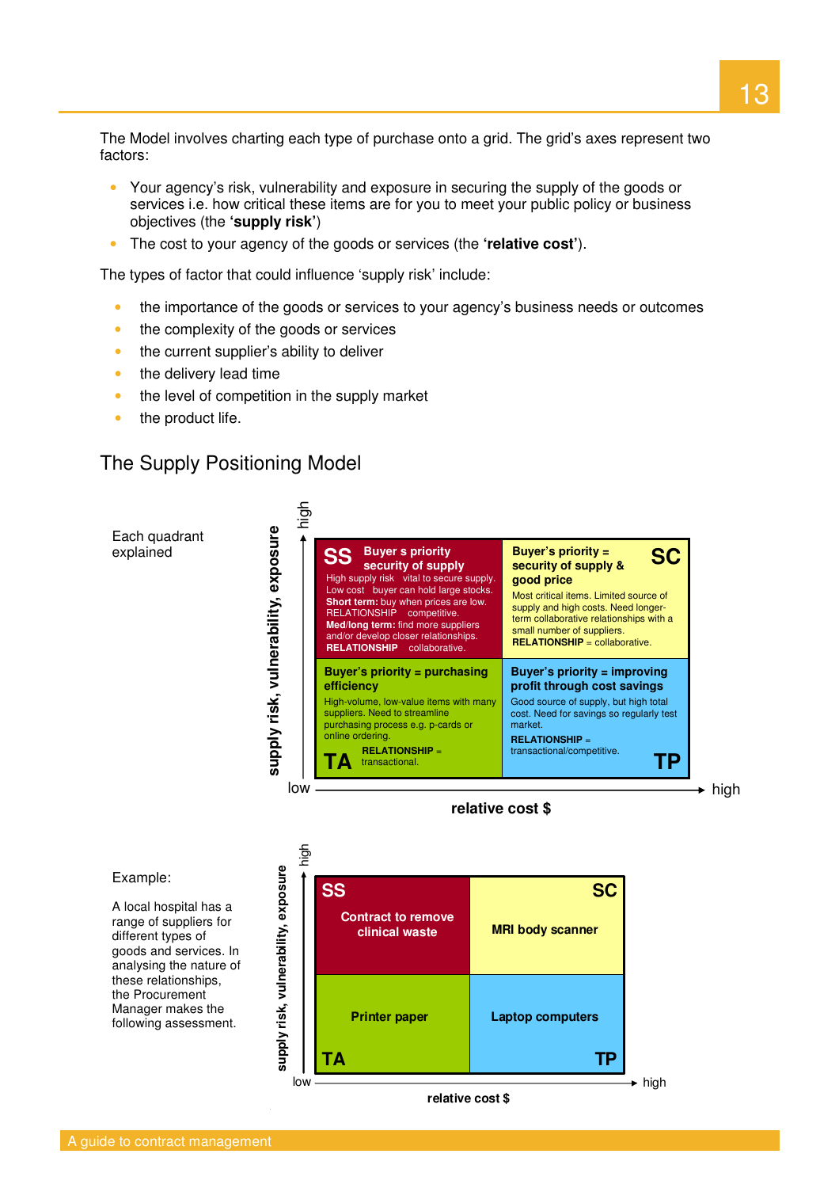The Model involves charting each type of purchase onto a grid. The grid's axes represent two factors:

- Your agency's risk, vulnerability and exposure in securing the supply of the goods or services i.e. how critical these items are for you to meet your public policy or business objectives (the **'supply risk'**)
- The cost to your agency of the goods or services (the **'relative cost'**).

The types of factor that could influence 'supply risk' include:

- the importance of the goods or services to your agency's business needs or outcomes
- the complexity of the goods or services
- the current supplier's ability to deliver
- the delivery lead time
- the level of competition in the supply market
- the product life.

## The Supply Positioning Model

Each quadrant explained

*Vertical axis: supply risk, vulnerability, exposure (low to high). Horizontal axis: relative cost $ (low to high).*

| | Low relative cost | High relative cost |
|---|---|---|
| **High supply risk** | **SS** **Buyer s priority security of supply** High supply risk vital to secure supply. Low cost buyer can hold large stocks. **Short term:** buy when prices are low. RELATIONSHIP competitive. **Med/long term:** find more suppliers and/or develop closer relationships. **RELATIONSHIP** collaborative. | **SC** **Buyer's priority = security of supply & good price** Most critical items. Limited source of supply and high costs. Need longer-term collaborative relationships with a small number of suppliers. **RELATIONSHIP** = collaborative. |
| **Low supply risk** | **TA** **Buyer's priority = purchasing efficiency** High-volume, low-value items with many suppliers. Need to streamline purchasing process e.g. p-cards or online ordering. **RELATIONSHIP** = transactional. | **TP** **Buyer's priority = improving profit through cost savings** Good source of supply, but high total cost. Need for savings so regularly test market. **RELATIONSHIP** = transactional/competitive. |

Example:

A local hospital has a range of suppliers for different types of goods and services. In analysing the nature of these relationships, the Procurement Manager makes the following assessment.

| | Low relative cost | High relative cost |
|---|---|---|
| **High supply risk** | **SS** Contract to remove clinical waste | **SC** MRI body scanner |
| **Low supply risk** | **TA** Printer paper | **TP** Laptop computers |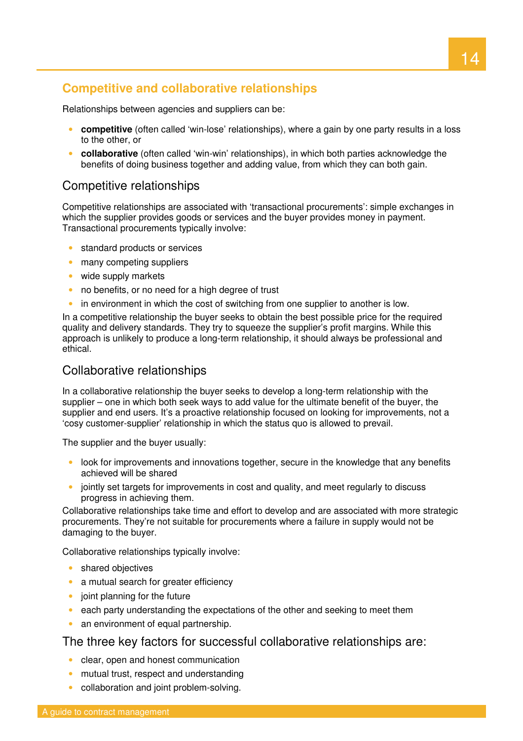## Competitive and collaborative relationships

Relationships between agencies and suppliers can be:

- **competitive** (often called 'win-lose' relationships), where a gain by one party results in a loss to the other, or
- **collaborative** (often called 'win-win' relationships), in which both parties acknowledge the benefits of doing business together and adding value, from which they can both gain.

### Competitive relationships

Competitive relationships are associated with 'transactional procurements': simple exchanges in which the supplier provides goods or services and the buyer provides money in payment. Transactional procurements typically involve:

- standard products or services
- many competing suppliers
- wide supply markets
- no benefits, or no need for a high degree of trust
- in environment in which the cost of switching from one supplier to another is low.

In a competitive relationship the buyer seeks to obtain the best possible price for the required quality and delivery standards. They try to squeeze the supplier's profit margins. While this approach is unlikely to produce a long-term relationship, it should always be professional and ethical.

### Collaborative relationships

In a collaborative relationship the buyer seeks to develop a long-term relationship with the supplier – one in which both seek ways to add value for the ultimate benefit of the buyer, the supplier and end users. It's a proactive relationship focused on looking for improvements, not a 'cosy customer-supplier' relationship in which the status quo is allowed to prevail.

The supplier and the buyer usually:

- look for improvements and innovations together, secure in the knowledge that any benefits achieved will be shared
- jointly set targets for improvements in cost and quality, and meet regularly to discuss progress in achieving them.

Collaborative relationships take time and effort to develop and are associated with more strategic procurements. They're not suitable for procurements where a failure in supply would not be damaging to the buyer.

Collaborative relationships typically involve:

- shared objectives
- a mutual search for greater efficiency
- joint planning for the future
- each party understanding the expectations of the other and seeking to meet them
- an environment of equal partnership.

### The three key factors for successful collaborative relationships are:

- clear, open and honest communication
- mutual trust, respect and understanding
- collaboration and joint problem-solving.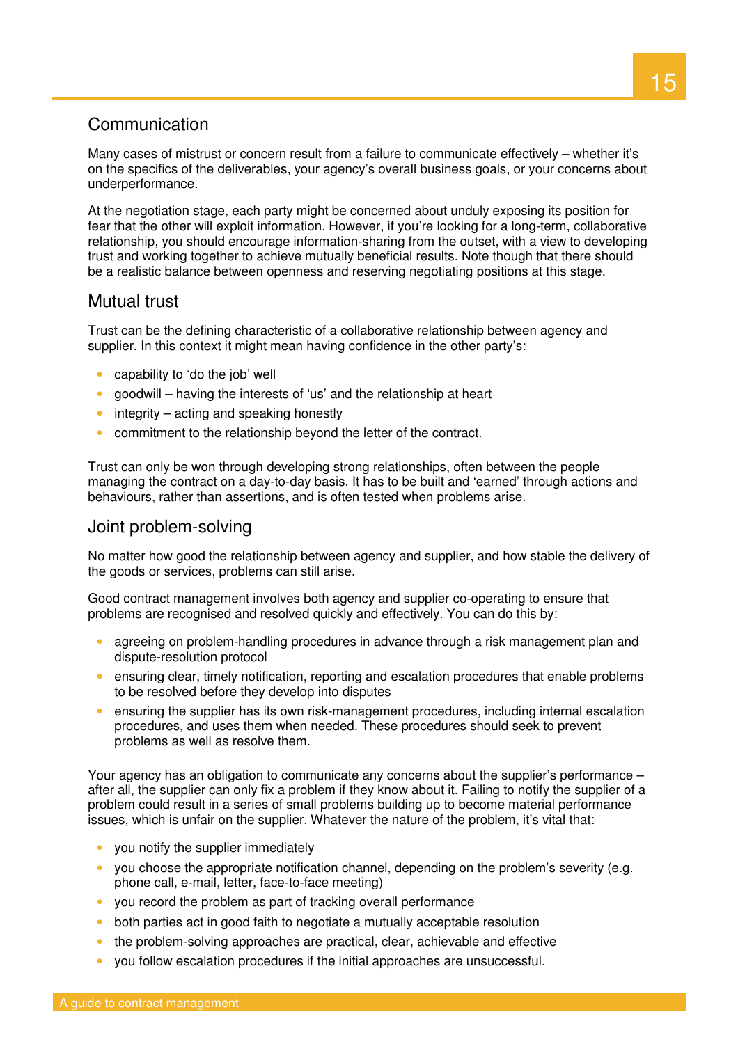## Communication

Many cases of mistrust or concern result from a failure to communicate effectively – whether it's on the specifics of the deliverables, your agency's overall business goals, or your concerns about underperformance.

At the negotiation stage, each party might be concerned about unduly exposing its position for fear that the other will exploit information. However, if you're looking for a long-term, collaborative relationship, you should encourage information-sharing from the outset, with a view to developing trust and working together to achieve mutually beneficial results. Note though that there should be a realistic balance between openness and reserving negotiating positions at this stage.

## Mutual trust

Trust can be the defining characteristic of a collaborative relationship between agency and supplier. In this context it might mean having confidence in the other party's:

- capability to 'do the job' well
- goodwill – having the interests of 'us' and the relationship at heart
- integrity – acting and speaking honestly
- commitment to the relationship beyond the letter of the contract.

Trust can only be won through developing strong relationships, often between the people managing the contract on a day-to-day basis. It has to be built and 'earned' through actions and behaviours, rather than assertions, and is often tested when problems arise.

## Joint problem-solving

No matter how good the relationship between agency and supplier, and how stable the delivery of the goods or services, problems can still arise.

Good contract management involves both agency and supplier co-operating to ensure that problems are recognised and resolved quickly and effectively. You can do this by:

- agreeing on problem-handling procedures in advance through a risk management plan and dispute-resolution protocol
- ensuring clear, timely notification, reporting and escalation procedures that enable problems to be resolved before they develop into disputes
- ensuring the supplier has its own risk-management procedures, including internal escalation procedures, and uses them when needed. These procedures should seek to prevent problems as well as resolve them.

Your agency has an obligation to communicate any concerns about the supplier's performance – after all, the supplier can only fix a problem if they know about it. Failing to notify the supplier of a problem could result in a series of small problems building up to become material performance issues, which is unfair on the supplier. Whatever the nature of the problem, it's vital that:

- you notify the supplier immediately
- you choose the appropriate notification channel, depending on the problem's severity (e.g. phone call, e-mail, letter, face-to-face meeting)
- you record the problem as part of tracking overall performance
- both parties act in good faith to negotiate a mutually acceptable resolution
- the problem-solving approaches are practical, clear, achievable and effective
- you follow escalation procedures if the initial approaches are unsuccessful.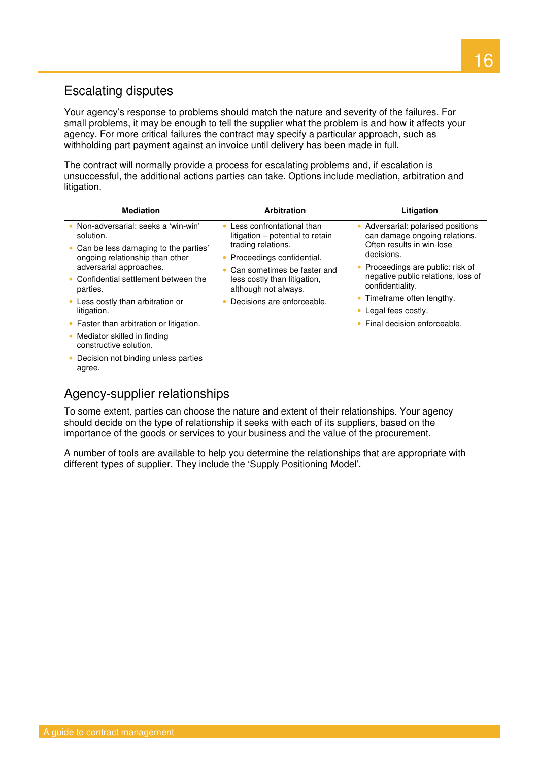## Escalating disputes

Your agency's response to problems should match the nature and severity of the failures. For small problems, it may be enough to tell the supplier what the problem is and how it affects your agency. For more critical failures the contract may specify a particular approach, such as withholding part payment against an invoice until delivery has been made in full.

The contract will normally provide a process for escalating problems and, if escalation is unsuccessful, the additional actions parties can take. Options include mediation, arbitration and litigation.

| Mediation | Arbitration | Litigation |
|---|---|---|
| • Non-adversarial: seeks a 'win-win' solution.<br>• Can be less damaging to the parties' ongoing relationship than other adversarial approaches.<br>• Confidential settlement between the parties.<br>• Less costly than arbitration or litigation.<br>• Faster than arbitration or litigation.<br>• Mediator skilled in finding constructive solution.<br>• Decision not binding unless parties agree. | • Less confrontational than litigation – potential to retain trading relations.<br>• Proceedings confidential.<br>• Can sometimes be faster and less costly than litigation, although not always.<br>• Decisions are enforceable. | • Adversarial: polarised positions can damage ongoing relations. Often results in win-lose decisions.<br>• Proceedings are public: risk of negative public relations, loss of confidentiality.<br>• Timeframe often lengthy.<br>• Legal fees costly.<br>• Final decision enforceable. |

## Agency-supplier relationships

To some extent, parties can choose the nature and extent of their relationships. Your agency should decide on the type of relationship it seeks with each of its suppliers, based on the importance of the goods or services to your business and the value of the procurement.

A number of tools are available to help you determine the relationships that are appropriate with different types of supplier. They include the 'Supply Positioning Model'.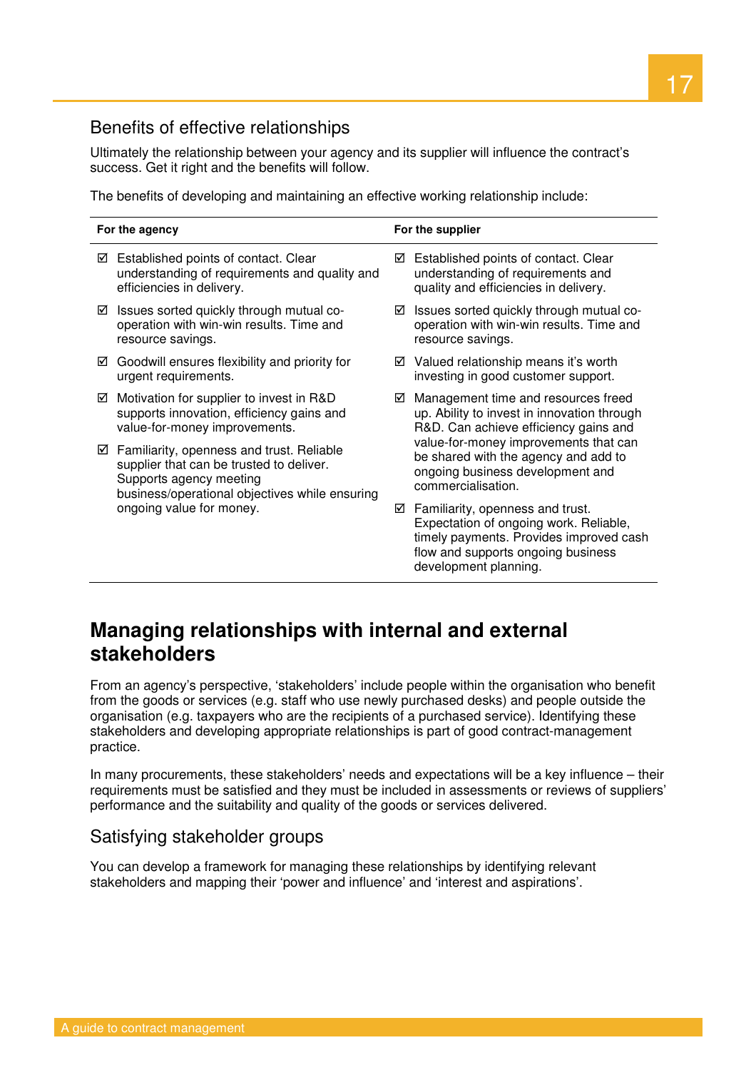## Benefits of effective relationships

Ultimately the relationship between your agency and its supplier will influence the contract's success. Get it right and the benefits will follow.

The benefits of developing and maintaining an effective working relationship include:

| For the agency | For the supplier |
|---|---|
| ☑ Established points of contact. Clear understanding of requirements and quality and efficiencies in delivery. | ☑ Established points of contact. Clear understanding of requirements and quality and efficiencies in delivery. |
| ☑ Issues sorted quickly through mutual co-operation with win-win results. Time and resource savings. | ☑ Issues sorted quickly through mutual co-operation with win-win results. Time and resource savings. |
| ☑ Goodwill ensures flexibility and priority for urgent requirements. | ☑ Valued relationship means it's worth investing in good customer support. |
| ☑ Motivation for supplier to invest in R&D supports innovation, efficiency gains and value-for-money improvements. | ☑ Management time and resources freed up. Ability to invest in innovation through R&D. Can achieve efficiency gains and value-for-money improvements that can be shared with the agency and add to ongoing business development and commercialisation. |
| ☑ Familiarity, openness and trust. Reliable supplier that can be trusted to deliver. Supports agency meeting business/operational objectives while ensuring ongoing value for money. | ☑ Familiarity, openness and trust. Expectation of ongoing work. Reliable, timely payments. Provides improved cash flow and supports ongoing business development planning. |

# Managing relationships with internal and external stakeholders

From an agency's perspective, 'stakeholders' include people within the organisation who benefit from the goods or services (e.g. staff who use newly purchased desks) and people outside the organisation (e.g. taxpayers who are the recipients of a purchased service). Identifying these stakeholders and developing appropriate relationships is part of good contract-management practice.

In many procurements, these stakeholders' needs and expectations will be a key influence – their requirements must be satisfied and they must be included in assessments or reviews of suppliers' performance and the suitability and quality of the goods or services delivered.

## Satisfying stakeholder groups

You can develop a framework for managing these relationships by identifying relevant stakeholders and mapping their 'power and influence' and 'interest and aspirations'.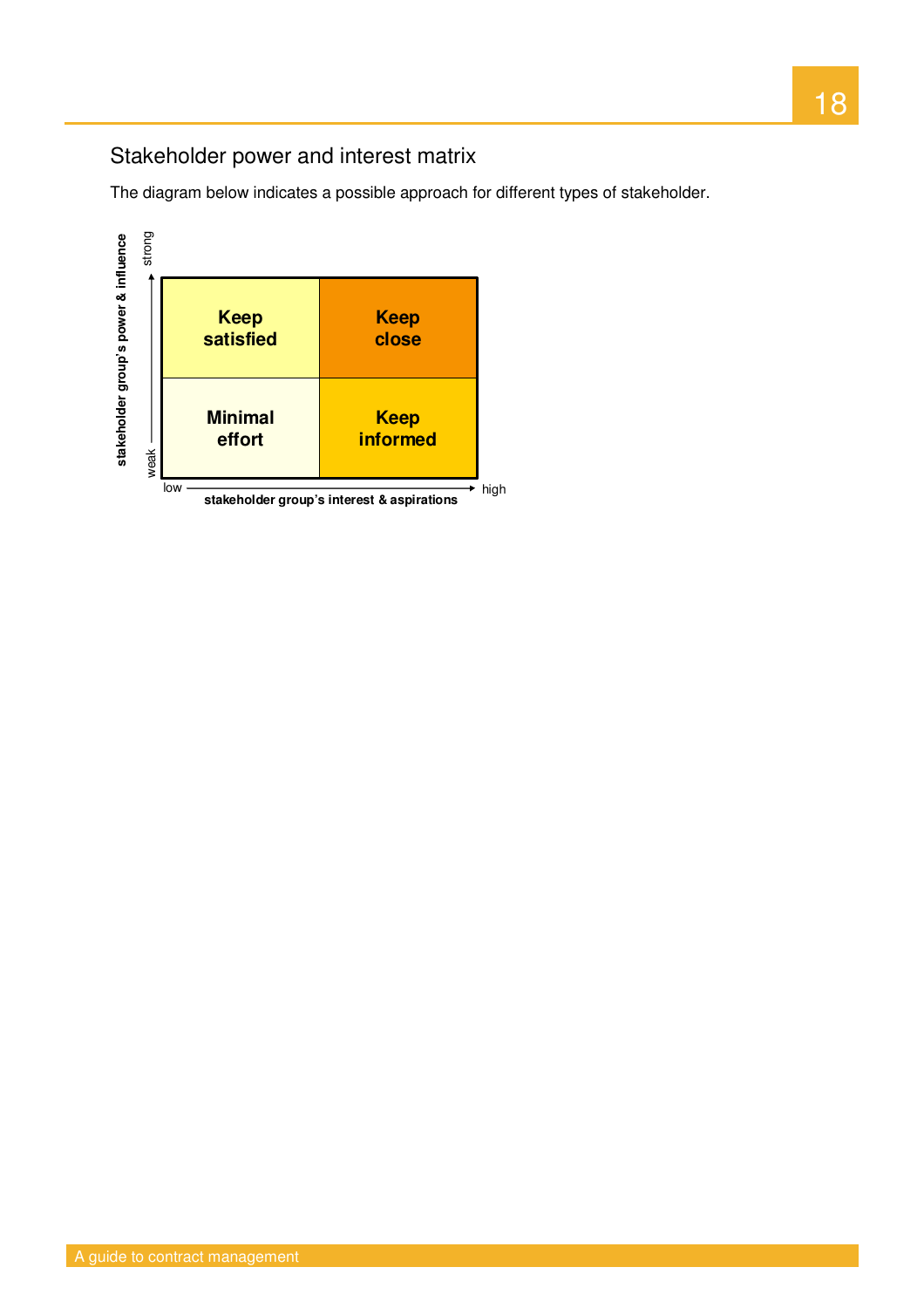## Stakeholder power and interest matrix

The diagram below indicates a possible approach for different types of stakeholder.

| stakeholder group's power & influence | low interest & aspirations | high interest & aspirations |
|---|---|---|
| strong | **Keep satisfied** | **Keep close** |
| weak | **Minimal effort** | **Keep informed** |

stakeholder group's interest & aspirations (low → high)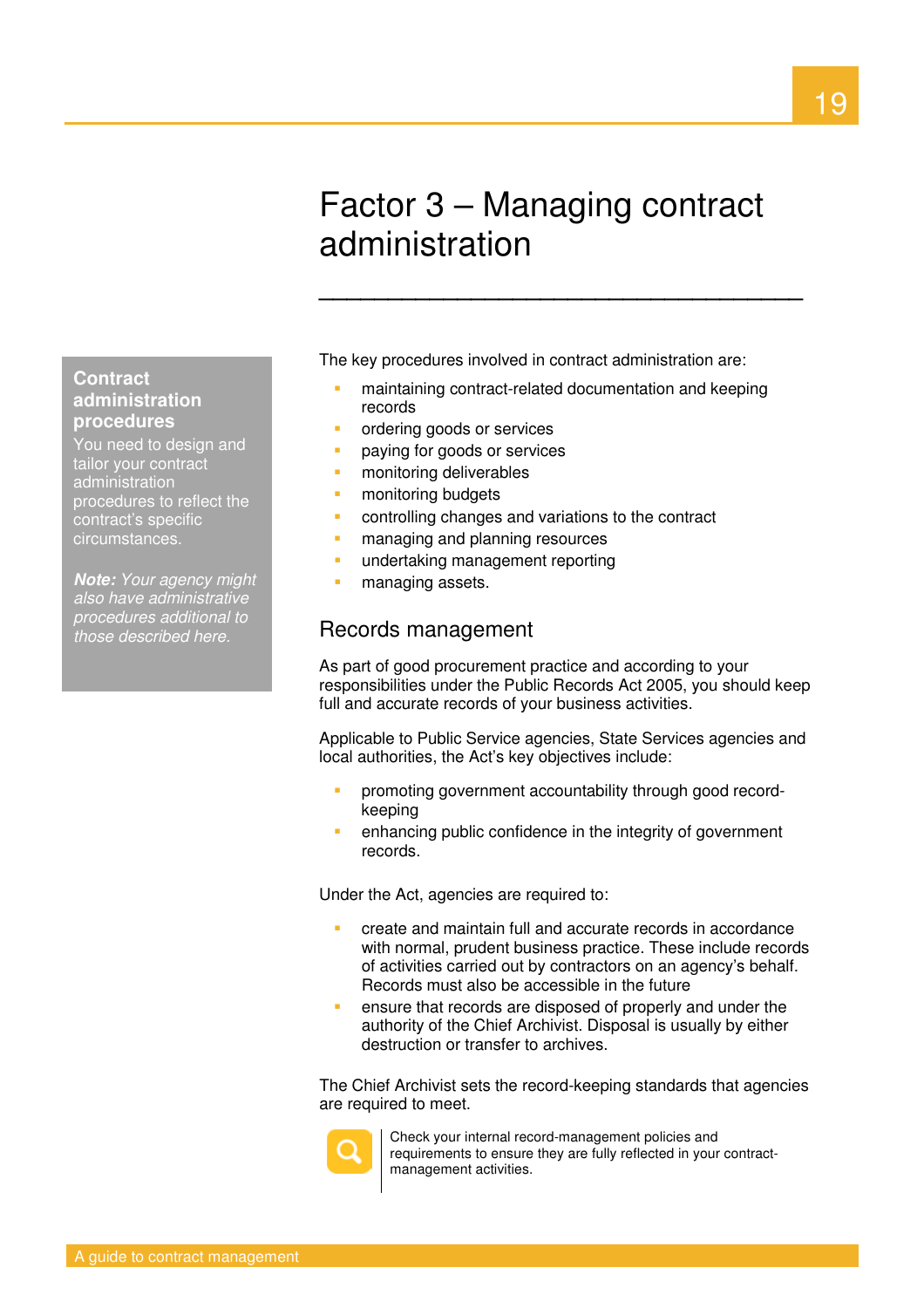# Factor 3 – Managing contract administration

**Contract administration procedures**

You need to design and tailor your contract administration procedures to reflect the contract's specific circumstances.

***Note:*** *Your agency might also have administrative procedures additional to those described here.*

The key procedures involved in contract administration are:

- maintaining contract-related documentation and keeping records
- ordering goods or services
- paying for goods or services
- monitoring deliverables
- monitoring budgets
- controlling changes and variations to the contract
- managing and planning resources
- undertaking management reporting
- managing assets.

## Records management

As part of good procurement practice and according to your responsibilities under the Public Records Act 2005, you should keep full and accurate records of your business activities.

Applicable to Public Service agencies, State Services agencies and local authorities, the Act's key objectives include:

- promoting government accountability through good record-keeping
- enhancing public confidence in the integrity of government records.

Under the Act, agencies are required to:

- create and maintain full and accurate records in accordance with normal, prudent business practice. These include records of activities carried out by contractors on an agency's behalf. Records must also be accessible in the future
- ensure that records are disposed of properly and under the authority of the Chief Archivist. Disposal is usually by either destruction or transfer to archives.

The Chief Archivist sets the record-keeping standards that agencies are required to meet.

Check your internal record-management policies and requirements to ensure they are fully reflected in your contract-management activities.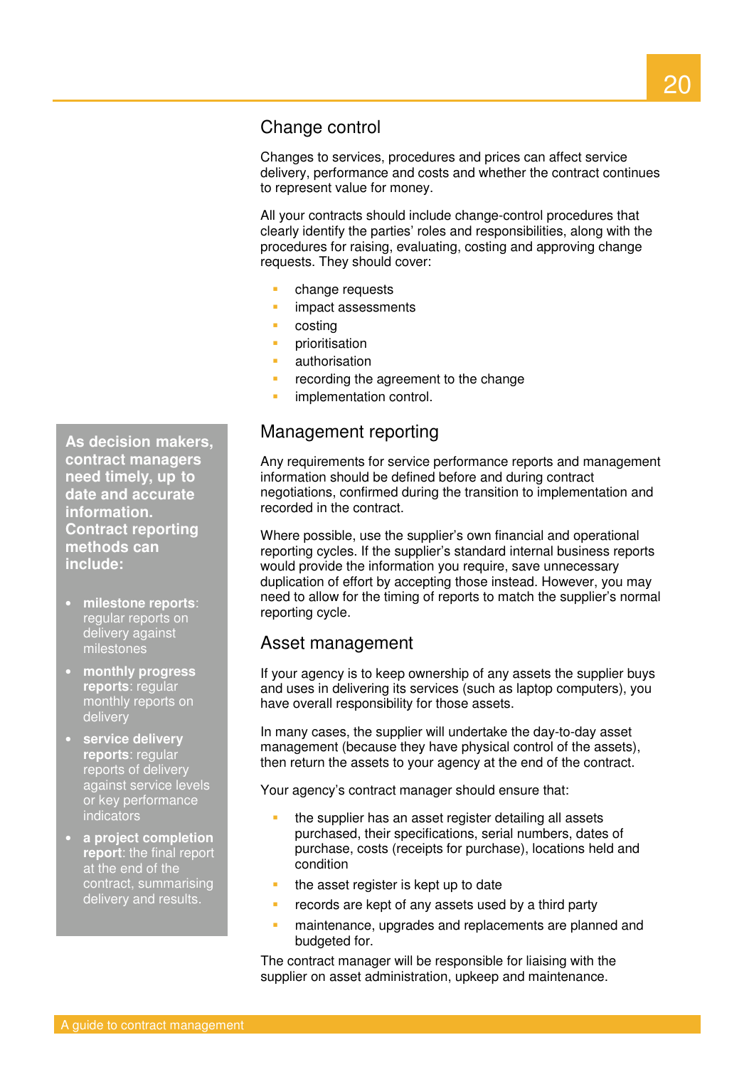## Change control

Changes to services, procedures and prices can affect service delivery, performance and costs and whether the contract continues to represent value for money.

All your contracts should include change-control procedures that clearly identify the parties' roles and responsibilities, along with the procedures for raising, evaluating, costing and approving change requests. They should cover:

- change requests
- impact assessments
- costing
- prioritisation
- authorisation
- recording the agreement to the change
- implementation control.

**As decision makers, contract managers need timely, up to date and accurate information. Contract reporting methods can include:**

- **milestone reports**: regular reports on delivery against milestones
- **monthly progress reports**: regular monthly reports on delivery
- **service delivery reports**: regular reports of delivery against service levels or key performance indicators
- **a project completion report**: the final report at the end of the contract, summarising delivery and results.

## Management reporting

Any requirements for service performance reports and management information should be defined before and during contract negotiations, confirmed during the transition to implementation and recorded in the contract.

Where possible, use the supplier's own financial and operational reporting cycles. If the supplier's standard internal business reports would provide the information you require, save unnecessary duplication of effort by accepting those instead. However, you may need to allow for the timing of reports to match the supplier's normal reporting cycle.

## Asset management

If your agency is to keep ownership of any assets the supplier buys and uses in delivering its services (such as laptop computers), you have overall responsibility for those assets.

In many cases, the supplier will undertake the day-to-day asset management (because they have physical control of the assets), then return the assets to your agency at the end of the contract.

Your agency's contract manager should ensure that:

- the supplier has an asset register detailing all assets purchased, their specifications, serial numbers, dates of purchase, costs (receipts for purchase), locations held and condition
- the asset register is kept up to date
- records are kept of any assets used by a third party
- maintenance, upgrades and replacements are planned and budgeted for.

The contract manager will be responsible for liaising with the supplier on asset administration, upkeep and maintenance.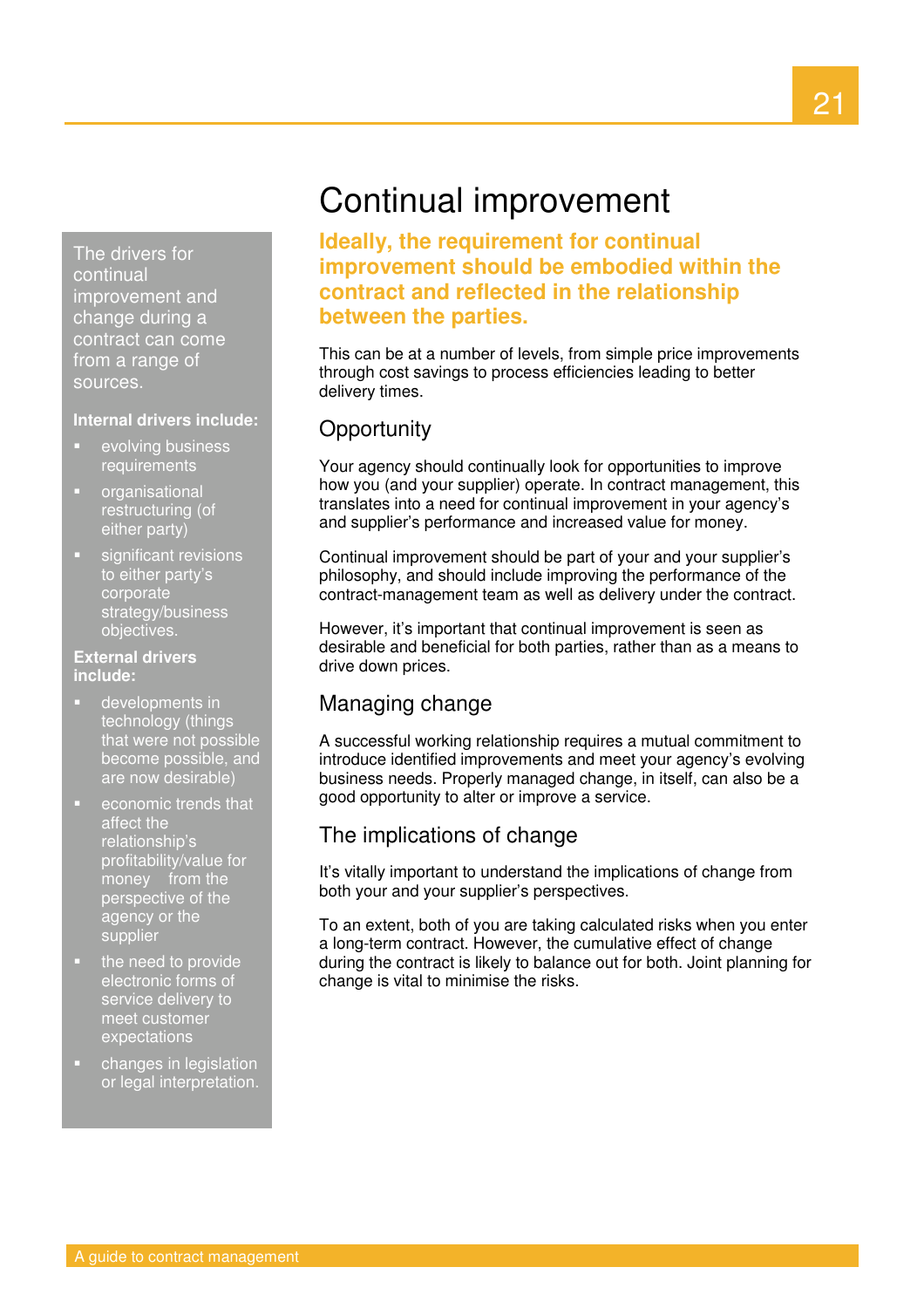# Continual improvement

**Ideally, the requirement for continual improvement should be embodied within the contract and reflected in the relationship between the parties.**

This can be at a number of levels, from simple price improvements through cost savings to process efficiencies leading to better delivery times.

## Opportunity

Your agency should continually look for opportunities to improve how you (and your supplier) operate. In contract management, this translates into a need for continual improvement in your agency's and supplier's performance and increased value for money.

Continual improvement should be part of your and your supplier's philosophy, and should include improving the performance of the contract-management team as well as delivery under the contract.

However, it's important that continual improvement is seen as desirable and beneficial for both parties, rather than as a means to drive down prices.

## Managing change

A successful working relationship requires a mutual commitment to introduce identified improvements and meet your agency's evolving business needs. Properly managed change, in itself, can also be a good opportunity to alter or improve a service.

## The implications of change

It's vitally important to understand the implications of change from both your and your supplier's perspectives.

To an extent, both of you are taking calculated risks when you enter a long-term contract. However, the cumulative effect of change during the contract is likely to balance out for both. Joint planning for change is vital to minimise the risks.

---

The drivers for continual improvement and change during a contract can come from a range of sources.

**Internal drivers include:**

- evolving business requirements
- organisational restructuring (of either party)
- significant revisions to either party's corporate strategy/business objectives.

**External drivers include:**

- developments in technology (things that were not possible become possible, and are now desirable)
- economic trends that affect the relationship's profitability/value for money from the perspective of the agency or the supplier
- the need to provide electronic forms of service delivery to meet customer expectations
- changes in legislation or legal interpretation.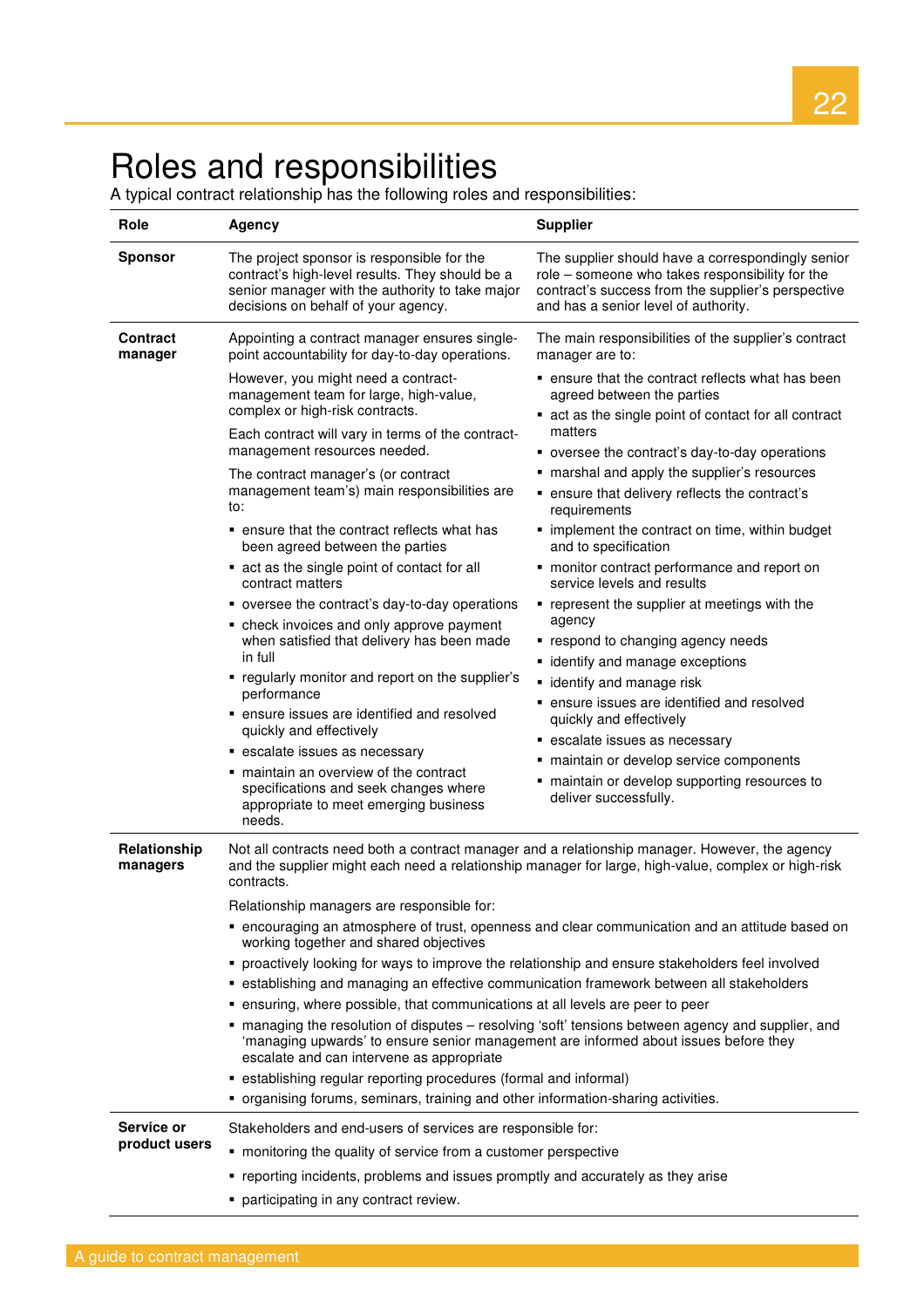# Roles and responsibilities

A typical contract relationship has the following roles and responsibilities:

| Role | Agency | Supplier |
|---|---|---|
| **Sponsor** | The project sponsor is responsible for the contract's high-level results. They should be a senior manager with the authority to take major decisions on behalf of your agency. | The supplier should have a correspondingly senior role – someone who takes responsibility for the contract's success from the supplier's perspective and has a senior level of authority. |
| **Contract manager** | Appointing a contract manager ensures single-point accountability for day-to-day operations.<br><br>However, you might need a contract-management team for large, high-value, complex or high-risk contracts.<br><br>Each contract will vary in terms of the contract-management resources needed.<br><br>The contract manager's (or contract management team's) main responsibilities are to:<br>▪ ensure that the contract reflects what has been agreed between the parties<br>▪ act as the single point of contact for all contract matters<br>▪ oversee the contract's day-to-day operations<br>▪ check invoices and only approve payment when satisfied that delivery has been made in full<br>▪ regularly monitor and report on the supplier's performance<br>▪ ensure issues are identified and resolved quickly and effectively<br>▪ escalate issues as necessary<br>▪ maintain an overview of the contract specifications and seek changes where appropriate to meet emerging business needs. | The main responsibilities of the supplier's contract manager are to:<br>▪ ensure that the contract reflects what has been agreed between the parties<br>▪ act as the single point of contact for all contract matters<br>▪ oversee the contract's day-to-day operations<br>▪ marshal and apply the supplier's resources<br>▪ ensure that delivery reflects the contract's requirements<br>▪ implement the contract on time, within budget and to specification<br>▪ monitor contract performance and report on service levels and results<br>▪ represent the supplier at meetings with the agency<br>▪ respond to changing agency needs<br>▪ identify and manage exceptions<br>▪ identify and manage risk<br>▪ ensure issues are identified and resolved quickly and effectively<br>▪ escalate issues as necessary<br>▪ maintain or develop service components<br>▪ maintain or develop supporting resources to deliver successfully. |
| **Relationship managers** | Not all contracts need both a contract manager and a relationship manager. However, the agency and the supplier might each need a relationship manager for large, high-value, complex or high-risk contracts.<br><br>Relationship managers are responsible for:<br>▪ encouraging an atmosphere of trust, openness and clear communication and an attitude based on working together and shared objectives<br>▪ proactively looking for ways to improve the relationship and ensure stakeholders feel involved<br>▪ establishing and managing an effective communication framework between all stakeholders<br>▪ ensuring, where possible, that communications at all levels are peer to peer<br>▪ managing the resolution of disputes – resolving 'soft' tensions between agency and supplier, and 'managing upwards' to ensure senior management are informed about issues before they escalate and can intervene as appropriate<br>▪ establishing regular reporting procedures (formal and informal)<br>▪ organising forums, seminars, training and other information-sharing activities. | |
| **Service or product users** | Stakeholders and end-users of services are responsible for:<br>▪ monitoring the quality of service from a customer perspective<br>▪ reporting incidents, problems and issues promptly and accurately as they arise<br>▪ participating in any contract review. | |